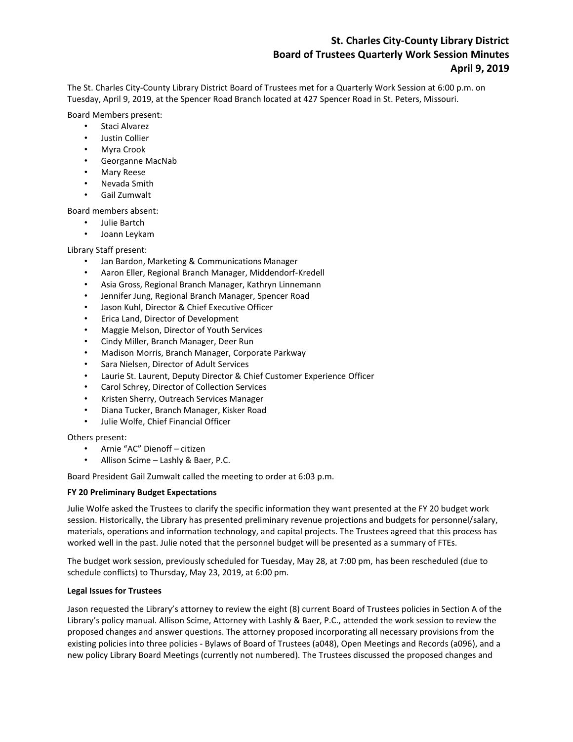# St. Charles City-County Library District
# Board of Trustees Quarterly Work Session Minutes
# April 9, 2019

The St. Charles City-County Library District Board of Trustees met for a Quarterly Work Session at 6:00 p.m. on Tuesday, April 9, 2019, at the Spencer Road Branch located at 427 Spencer Road in St. Peters, Missouri.

Board Members present:

- Staci Alvarez
- Justin Collier
- Myra Crook
- Georganne MacNab
- Mary Reese
- Nevada Smith
- Gail Zumwalt

Board members absent:

- Julie Bartch
- Joann Leykam

Library Staff present:

- Jan Bardon, Marketing & Communications Manager
- Aaron Eller, Regional Branch Manager, Middendorf-Kredell
- Asia Gross, Regional Branch Manager, Kathryn Linnemann
- Jennifer Jung, Regional Branch Manager, Spencer Road
- Jason Kuhl, Director & Chief Executive Officer
- Erica Land, Director of Development
- Maggie Melson, Director of Youth Services
- Cindy Miller, Branch Manager, Deer Run
- Madison Morris, Branch Manager, Corporate Parkway
- Sara Nielsen, Director of Adult Services
- Laurie St. Laurent, Deputy Director & Chief Customer Experience Officer
- Carol Schrey, Director of Collection Services
- Kristen Sherry, Outreach Services Manager
- Diana Tucker, Branch Manager, Kisker Road
- Julie Wolfe, Chief Financial Officer

Others present:

- Arnie "AC" Dienoff – citizen
- Allison Scime – Lashly & Baer, P.C.

Board President Gail Zumwalt called the meeting to order at 6:03 p.m.

**FY 20 Preliminary Budget Expectations**

Julie Wolfe asked the Trustees to clarify the specific information they want presented at the FY 20 budget work session. Historically, the Library has presented preliminary revenue projections and budgets for personnel/salary, materials, operations and information technology, and capital projects. The Trustees agreed that this process has worked well in the past. Julie noted that the personnel budget will be presented as a summary of FTEs.

The budget work session, previously scheduled for Tuesday, May 28, at 7:00 pm, has been rescheduled (due to schedule conflicts) to Thursday, May 23, 2019, at 6:00 pm.

**Legal Issues for Trustees**

Jason requested the Library's attorney to review the eight (8) current Board of Trustees policies in Section A of the Library's policy manual. Allison Scime, Attorney with Lashly & Baer, P.C., attended the work session to review the proposed changes and answer questions. The attorney proposed incorporating all necessary provisions from the existing policies into three policies - Bylaws of Board of Trustees (a048), Open Meetings and Records (a096), and a new policy Library Board Meetings (currently not numbered). The Trustees discussed the proposed changes and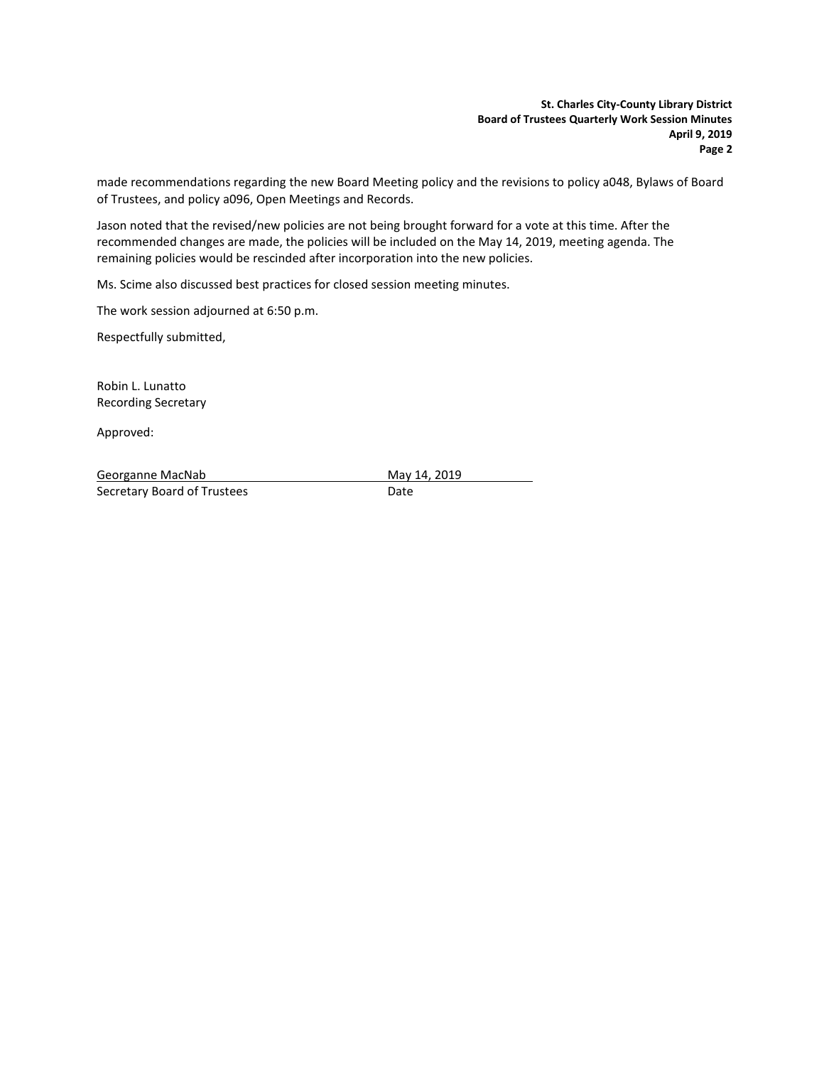made recommendations regarding the new Board Meeting policy and the revisions to policy a048, Bylaws of Board of Trustees, and policy a096, Open Meetings and Records.

Jason noted that the revised/new policies are not being brought forward for a vote at this time. After the recommended changes are made, the policies will be included on the May 14, 2019, meeting agenda. The remaining policies would be rescinded after incorporation into the new policies.

Ms. Scime also discussed best practices for closed session meeting minutes.

The work session adjourned at 6:50 p.m.

Respectfully submitted,

Robin L. Lunatto
Recording Secretary

Approved:

| | |
|---|---|
| Georganne MacNab | May 14, 2019 |
| Secretary Board of Trustees | Date |